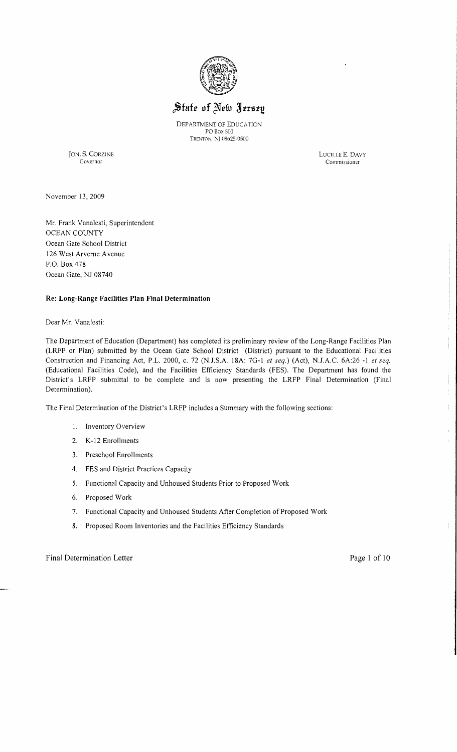# State of New Jersey

DEPARTMENT OF EDUCATION
PO BOX 500
TRENTON, NJ 08625-0500

JON. S. CORZINE
Governor

LUCILLE E. DAVY
Commissioner

November 13, 2009

Mr. Frank Vanalesti, Superintendent
OCEAN COUNTY
Ocean Gate School District
126 West Arverne Avenue
P.O. Box 478
Ocean Gate, NJ 08740

**Re: Long-Range Facilities Plan Final Determination**

Dear Mr. Vanalesti:

The Department of Education (Department) has completed its preliminary review of the Long-Range Facilities Plan (LRFP or Plan) submitted by the Ocean Gate School District (District) pursuant to the Educational Facilities Construction and Financing Act, P.L. 2000, c. 72 (N.J.S.A. 18A: 7G-1 *et seq.*) (Act), N.J.A.C. 6A:26 -1 *et seq.* (Educational Facilities Code), and the Facilities Efficiency Standards (FES). The Department has found the District's LRFP submittal to be complete and is now presenting the LRFP Final Determination (Final Determination).

The Final Determination of the District's LRFP includes a Summary with the following sections:

1. Inventory Overview
2. K-12 Enrollments
3. Preschool Enrollments
4. FES and District Practices Capacity
5. Functional Capacity and Unhoused Students Prior to Proposed Work
6. Proposed Work
7. Functional Capacity and Unhoused Students After Completion of Proposed Work
8. Proposed Room Inventories and the Facilities Efficiency Standards

Final Determination Letter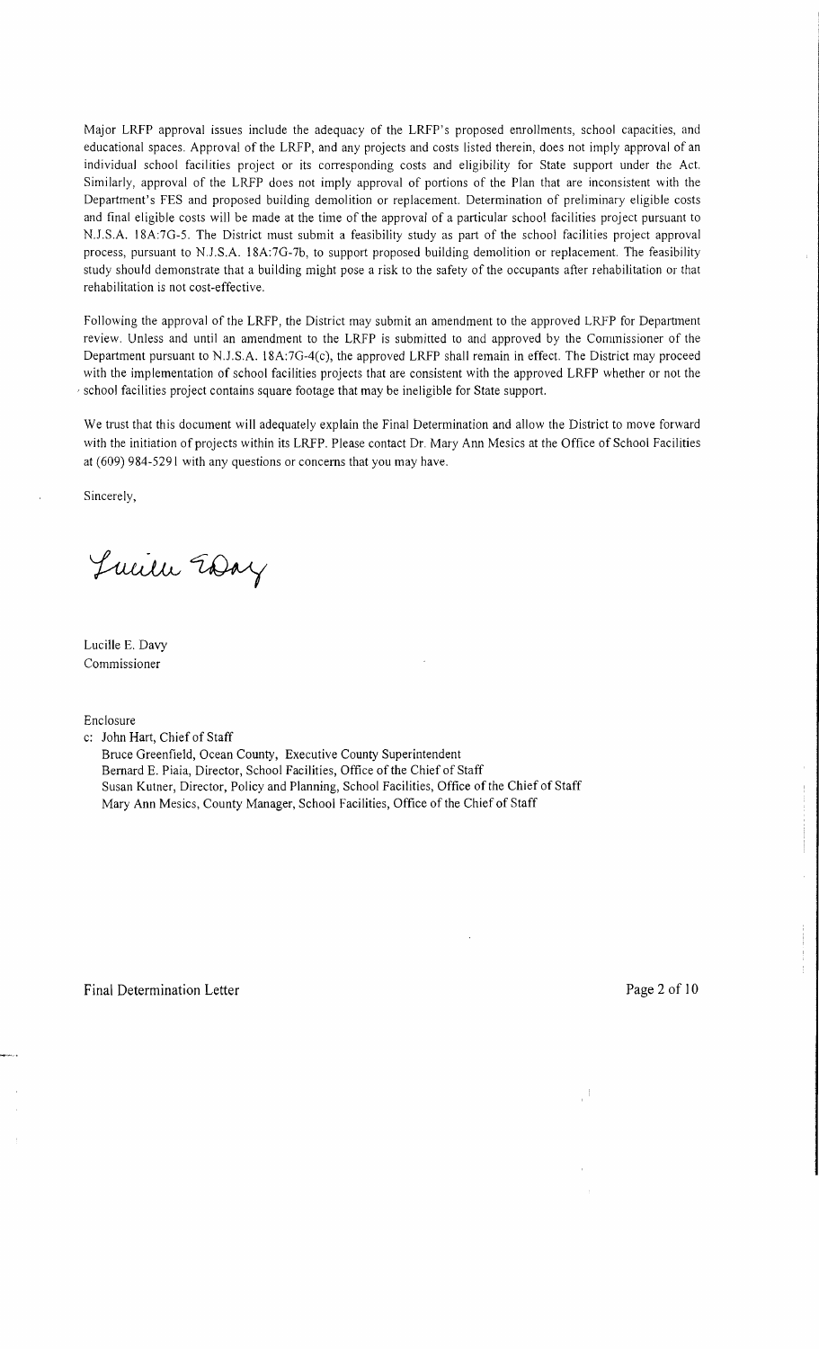Major LRFP approval issues include the adequacy of the LRFP's proposed enrollments, school capacities, and educational spaces. Approval of the LRFP, and any projects and costs listed therein, does not imply approval of an individual school facilities project or its corresponding costs and eligibility for State support under the Act. Similarly, approval of the LRFP does not imply approval of portions of the Plan that are inconsistent with the Department's FES and proposed building demolition or replacement. Determination of preliminary eligible costs and final eligible costs will be made at the time of the approval of a particular school facilities project pursuant to N.J.S.A. 18A:7G-5. The District must submit a feasibility study as part of the school facilities project approval process, pursuant to N.J.S.A. 18A:7G-7b, to support proposed building demolition or replacement. The feasibility study should demonstrate that a building might pose a risk to the safety of the occupants after rehabilitation or that rehabilitation is not cost-effective.

Following the approval of the LRFP, the District may submit an amendment to the approved LRFP for Department review. Unless and until an amendment to the LRFP is submitted to and approved by the Commissioner of the Department pursuant to N.J.S.A. 18A:7G-4(c), the approved LRFP shall remain in effect. The District may proceed with the implementation of school facilities projects that are consistent with the approved LRFP whether or not the school facilities project contains square footage that may be ineligible for State support.

We trust that this document will adequately explain the Final Determination and allow the District to move forward with the initiation of projects within its LRFP. Please contact Dr. Mary Ann Mesics at the Office of School Facilities at (609) 984-5291 with any questions or concerns that you may have.

Sincerely,

Lucille E. Davy
Commissioner

Enclosure

c: John Hart, Chief of Staff
Bruce Greenfield, Ocean County, Executive County Superintendent
Bernard E. Piaia, Director, School Facilities, Office of the Chief of Staff
Susan Kutner, Director, Policy and Planning, School Facilities, Office of the Chief of Staff
Mary Ann Mesics, County Manager, School Facilities, Office of the Chief of Staff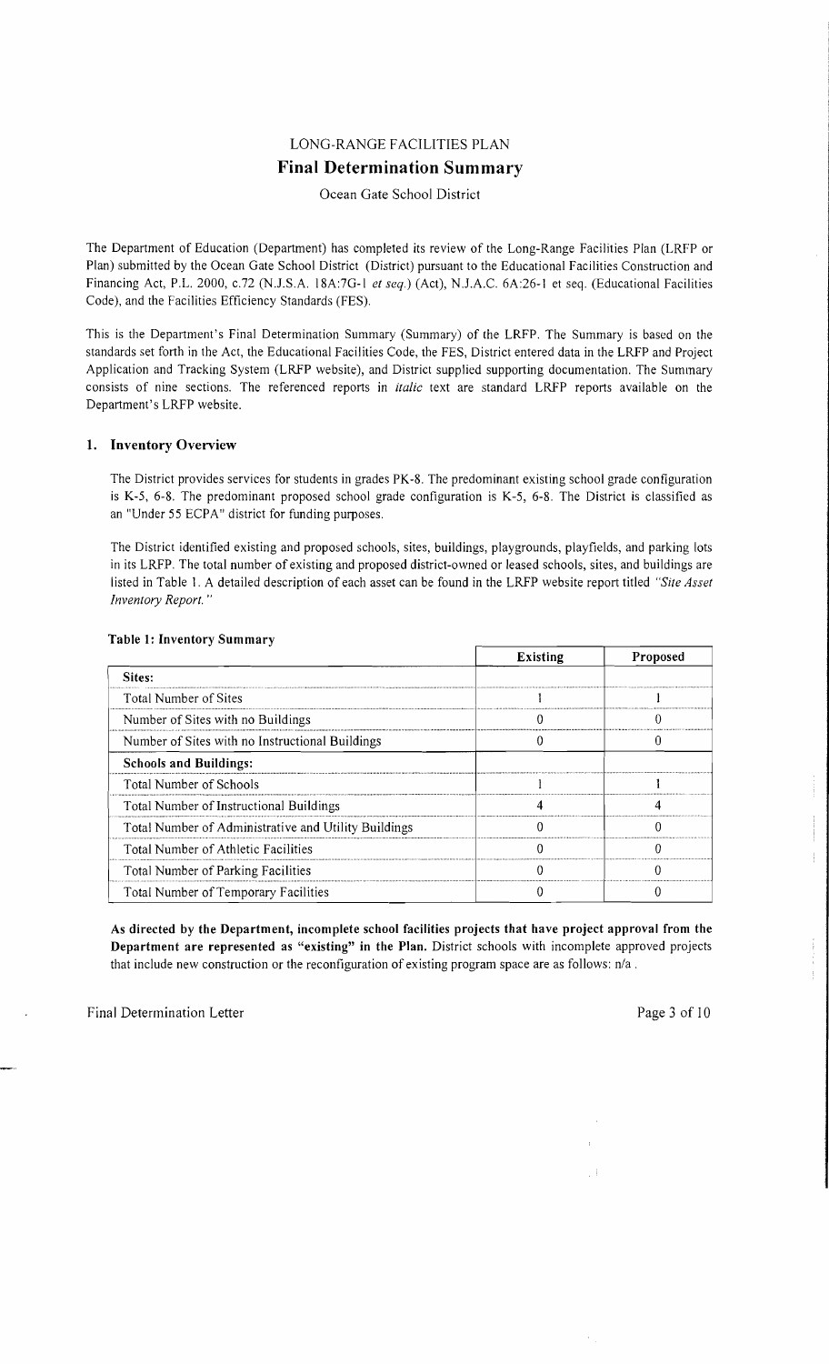# LONG-RANGE FACILITIES PLAN

## Final Determination Summary

Ocean Gate School District

The Department of Education (Department) has completed its review of the Long-Range Facilities Plan (LRFP or Plan) submitted by the Ocean Gate School District (District) pursuant to the Educational Facilities Construction and Financing Act, P.L. 2000, c.72 (N.J.S.A. 18A:7G-1 *et seq.*) (Act), N.J.A.C. 6A:26-1 et seq. (Educational Facilities Code), and the Facilities Efficiency Standards (FES).

This is the Department's Final Determination Summary (Summary) of the LRFP. The Summary is based on the standards set forth in the Act, the Educational Facilities Code, the FES, District entered data in the LRFP and Project Application and Tracking System (LRFP website), and District supplied supporting documentation. The Summary consists of nine sections. The referenced reports in *italic* text are standard LRFP reports available on the Department's LRFP website.

### 1. Inventory Overview

The District provides services for students in grades PK-8. The predominant existing school grade configuration is K-5, 6-8. The predominant proposed school grade configuration is K-5, 6-8. The District is classified as an "Under 55 ECPA" district for funding purposes.

The District identified existing and proposed schools, sites, buildings, playgrounds, playfields, and parking lots in its LRFP. The total number of existing and proposed district-owned or leased schools, sites, and buildings are listed in Table 1. A detailed description of each asset can be found in the LRFP website report titled *"Site Asset Inventory Report."*

**Table 1: Inventory Summary**

| | Existing | Proposed |
|---|---|---|
| **Sites:** | | |
| Total Number of Sites | 1 | 1 |
| Number of Sites with no Buildings | 0 | 0 |
| Number of Sites with no Instructional Buildings | 0 | 0 |
| **Schools and Buildings:** | | |
| Total Number of Schools | 1 | 1 |
| Total Number of Instructional Buildings | 4 | 4 |
| Total Number of Administrative and Utility Buildings | 0 | 0 |
| Total Number of Athletic Facilities | 0 | 0 |
| Total Number of Parking Facilities | 0 | 0 |
| Total Number of Temporary Facilities | 0 | 0 |

**As directed by the Department, incomplete school facilities projects that have project approval from the Department are represented as "existing" in the Plan.** District schools with incomplete approved projects that include new construction or the reconfiguration of existing program space are as follows: n/a .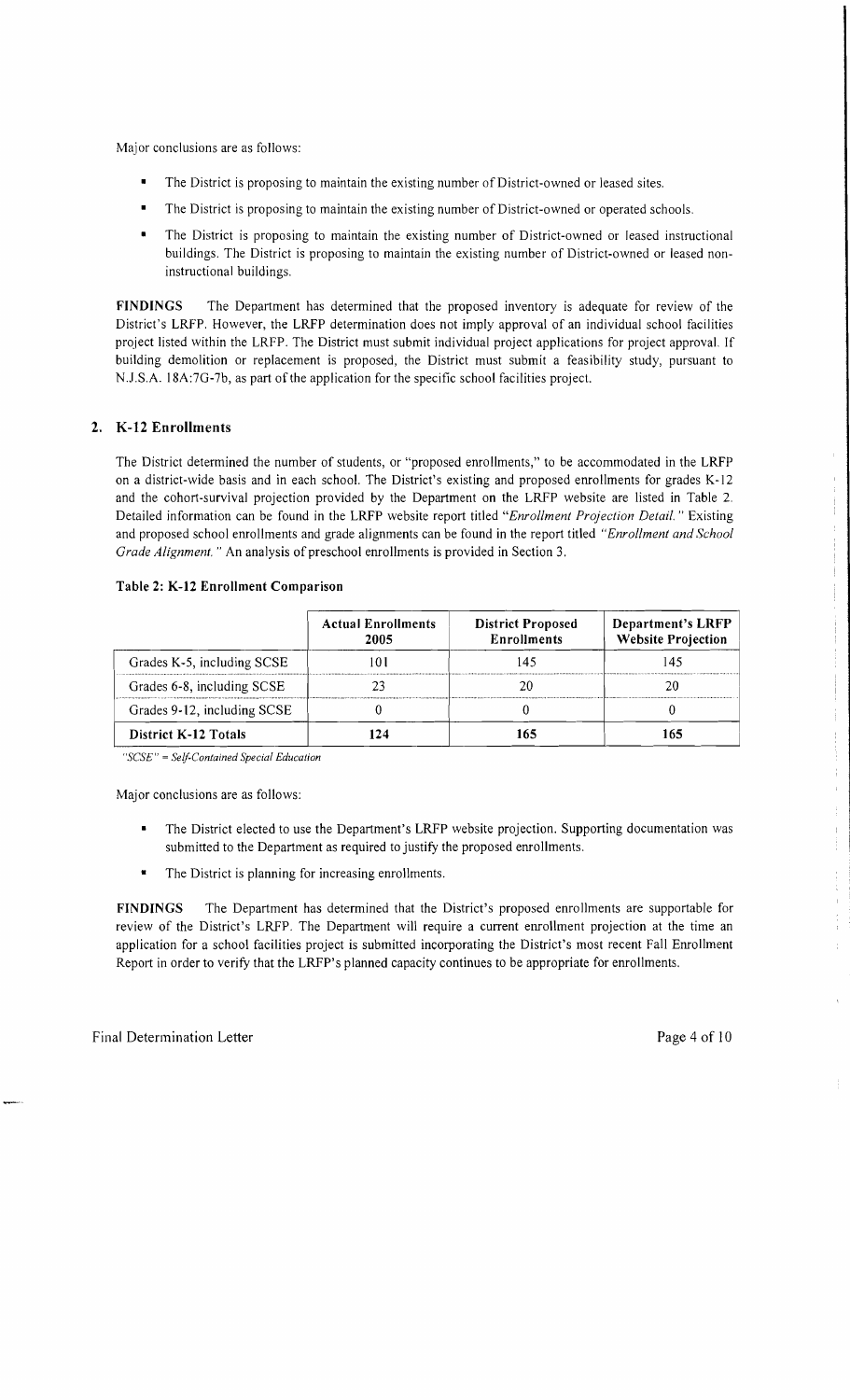Major conclusions are as follows:

- The District is proposing to maintain the existing number of District-owned or leased sites.
- The District is proposing to maintain the existing number of District-owned or operated schools.
- The District is proposing to maintain the existing number of District-owned or leased instructional buildings. The District is proposing to maintain the existing number of District-owned or leased non-instructional buildings.

**FINDINGS** The Department has determined that the proposed inventory is adequate for review of the District's LRFP. However, the LRFP determination does not imply approval of an individual school facilities project listed within the LRFP. The District must submit individual project applications for project approval. If building demolition or replacement is proposed, the District must submit a feasibility study, pursuant to N.J.S.A. 18A:7G-7b, as part of the application for the specific school facilities project.

## 2. K-12 Enrollments

The District determined the number of students, or "proposed enrollments," to be accommodated in the LRFP on a district-wide basis and in each school. The District's existing and proposed enrollments for grades K-12 and the cohort-survival projection provided by the Department on the LRFP website are listed in Table 2. Detailed information can be found in the LRFP website report titled *"Enrollment Projection Detail."* Existing and proposed school enrollments and grade alignments can be found in the report titled *"Enrollment and School Grade Alignment."* An analysis of preschool enrollments is provided in Section 3.

**Table 2: K-12 Enrollment Comparison**

| | Actual Enrollments 2005 | District Proposed Enrollments | Department's LRFP Website Projection |
|---|---|---|---|
| Grades K-5, including SCSE | 101 | 145 | 145 |
| Grades 6-8, including SCSE | 23 | 20 | 20 |
| Grades 9-12, including SCSE | 0 | 0 | 0 |
| **District K-12 Totals** | **124** | **165** | **165** |

*"SCSE" = Self-Contained Special Education*

Major conclusions are as follows:

- The District elected to use the Department's LRFP website projection. Supporting documentation was submitted to the Department as required to justify the proposed enrollments.
- The District is planning for increasing enrollments.

**FINDINGS** The Department has determined that the District's proposed enrollments are supportable for review of the District's LRFP. The Department will require a current enrollment projection at the time an application for a school facilities project is submitted incorporating the District's most recent Fall Enrollment Report in order to verify that the LRFP's planned capacity continues to be appropriate for enrollments.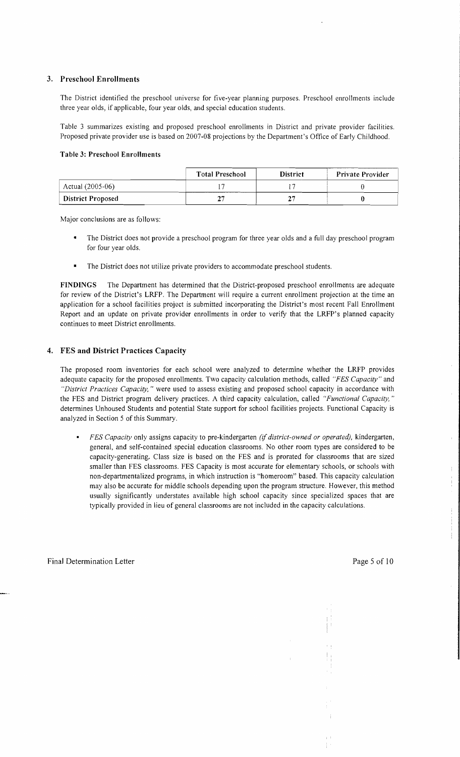## 3. Preschool Enrollments

The District identified the preschool universe for five-year planning purposes. Preschool enrollments include three year olds, if applicable, four year olds, and special education students.

Table 3 summarizes existing and proposed preschool enrollments in District and private provider facilities. Proposed private provider use is based on 2007-08 projections by the Department's Office of Early Childhood.

**Table 3: Preschool Enrollments**

| | Total Preschool | District | Private Provider |
|---|---|---|---|
| Actual (2005-06) | 17 | 17 | 0 |
| **District Proposed** | **27** | **27** | **0** |

Major conclusions are as follows:

- The District does not provide a preschool program for three year olds and a full day preschool program for four year olds.
- The District does not utilize private providers to accommodate preschool students.

**FINDINGS** The Department has determined that the District-proposed preschool enrollments are adequate for review of the District's LRFP. The Department will require a current enrollment projection at the time an application for a school facilities project is submitted incorporating the District's most recent Fall Enrollment Report and an update on private provider enrollments in order to verify that the LRFP's planned capacity continues to meet District enrollments.

## 4. FES and District Practices Capacity

The proposed room inventories for each school were analyzed to determine whether the LRFP provides adequate capacity for the proposed enrollments. Two capacity calculation methods, called *"FES Capacity"* and *"District Practices Capacity,"* were used to assess existing and proposed school capacity in accordance with the FES and District program delivery practices. A third capacity calculation, called *"Functional Capacity,"* determines Unhoused Students and potential State support for school facilities projects. Functional Capacity is analyzed in Section 5 of this Summary.

- *FES Capacity* only assigns capacity to pre-kindergarten *(if district-owned or operated),* kindergarten, general, and self-contained special education classrooms. No other room types are considered to be capacity-generating. Class size is based on the FES and is prorated for classrooms that are sized smaller than FES classrooms. FES Capacity is most accurate for elementary schools, or schools with non-departmentalized programs, in which instruction is "homeroom" based. This capacity calculation may also be accurate for middle schools depending upon the program structure. However, this method usually significantly understates available high school capacity since specialized spaces that are typically provided in lieu of general classrooms are not included in the capacity calculations.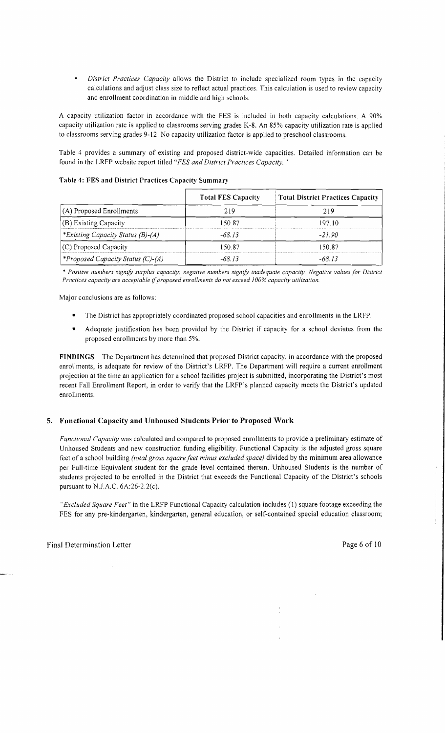- *District Practices Capacity* allows the District to include specialized room types in the capacity calculations and adjust class size to reflect actual practices. This calculation is used to review capacity and enrollment coordination in middle and high schools.

A capacity utilization factor in accordance with the FES is included in both capacity calculations. A 90% capacity utilization rate is applied to classrooms serving grades K-8. An 85% capacity utilization rate is applied to classrooms serving grades 9-12. No capacity utilization factor is applied to preschool classrooms.

Table 4 provides a summary of existing and proposed district-wide capacities. Detailed information can be found in the LRFP website report titled "*FES and District Practices Capacity.*"

**Table 4: FES and District Practices Capacity Summary**

| | Total FES Capacity | Total District Practices Capacity |
|---|---|---|
| (A) Proposed Enrollments | 219 | 219 |
| (B) Existing Capacity | 150.87 | 197.10 |
| **Existing Capacity Status (B)-(A)* | *-68.13* | *-21.90* |
| (C) Proposed Capacity | 150.87 | 150.87 |
| **Proposed Capacity Status (C)-(A)* | *-68.13* | *-68.13* |

*\* Positive numbers signify surplus capacity; negative numbers signify inadequate capacity. Negative values for District Practices capacity are acceptable if proposed enrollments do not exceed 100% capacity utilization.*

Major conclusions are as follows:

- The District has appropriately coordinated proposed school capacities and enrollments in the LRFP.
- Adequate justification has been provided by the District if capacity for a school deviates from the proposed enrollments by more than 5%.

**FINDINGS** The Department has determined that proposed District capacity, in accordance with the proposed enrollments, is adequate for review of the District's LRFP. The Department will require a current enrollment projection at the time an application for a school facilities project is submitted, incorporating the District's most recent Fall Enrollment Report, in order to verify that the LRFP's planned capacity meets the District's updated enrollments.

## 5. Functional Capacity and Unhoused Students Prior to Proposed Work

*Functional Capacity* was calculated and compared to proposed enrollments to provide a preliminary estimate of Unhoused Students and new construction funding eligibility. Functional Capacity is the adjusted gross square feet of a school building *(total gross square feet minus excluded space)* divided by the minimum area allowance per Full-time Equivalent student for the grade level contained therein. Unhoused Students is the number of students projected to be enrolled in the District that exceeds the Functional Capacity of the District's schools pursuant to N.J.A.C. 6A:26-2.2(c).

*"Excluded Square Feet"* in the LRFP Functional Capacity calculation includes (1) square footage exceeding the FES for any pre-kindergarten, kindergarten, general education, or self-contained special education classroom;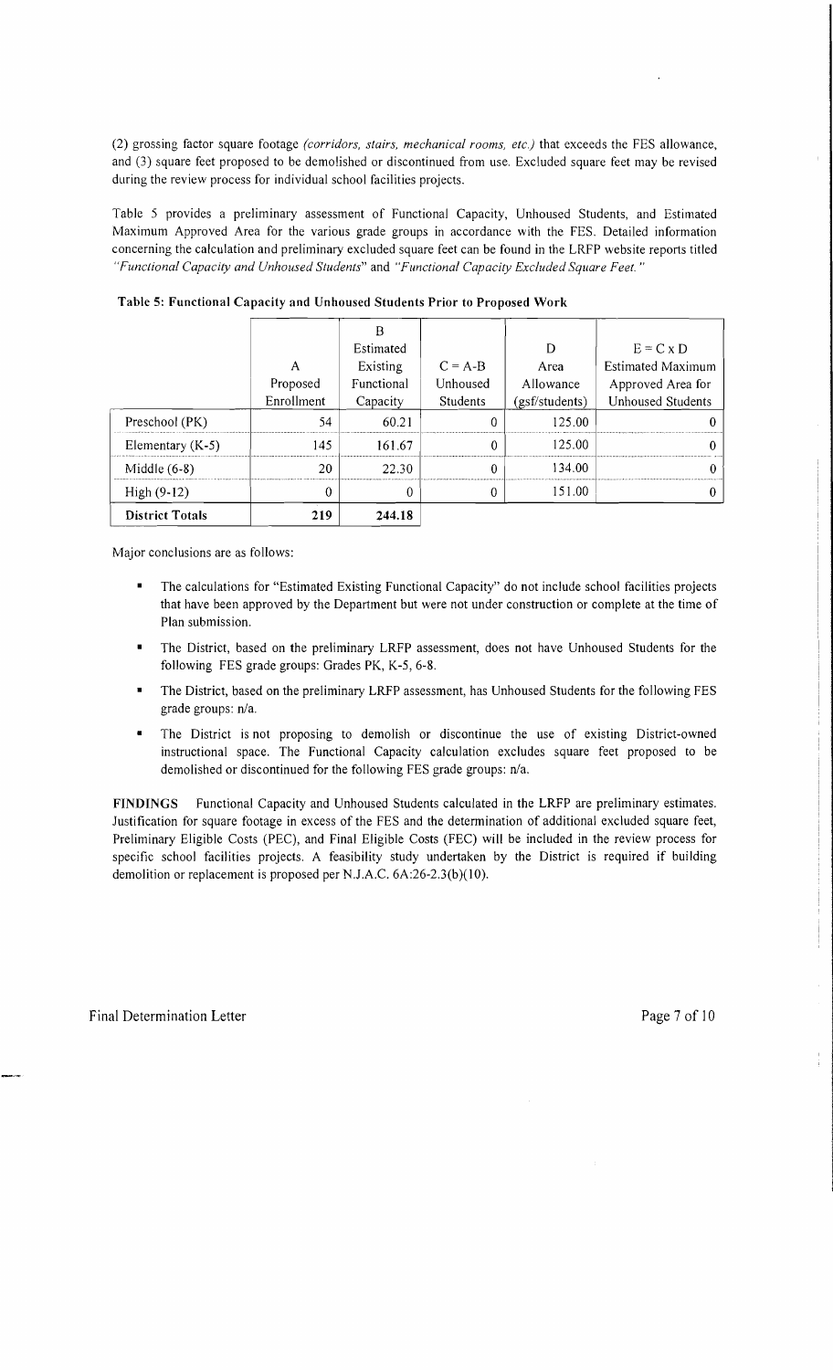(2) grossing factor square footage *(corridors, stairs, mechanical rooms, etc.)* that exceeds the FES allowance, and (3) square feet proposed to be demolished or discontinued from use. Excluded square feet may be revised during the review process for individual school facilities projects.

Table 5 provides a preliminary assessment of Functional Capacity, Unhoused Students, and Estimated Maximum Approved Area for the various grade groups in accordance with the FES. Detailed information concerning the calculation and preliminary excluded square feet can be found in the LRFP website reports titled *"Functional Capacity and Unhoused Students"* and *"Functional Capacity Excluded Square Feet."*

**Table 5: Functional Capacity and Unhoused Students Prior to Proposed Work**

| | A Proposed Enrollment | B Estimated Existing Functional Capacity | C = A-B Unhoused Students | D Area Allowance (gsf/students) | E = C x D Estimated Maximum Approved Area for Unhoused Students |
|---|---|---|---|---|---|
| Preschool (PK) | 54 | 60.21 | 0 | 125.00 | 0 |
| Elementary (K-5) | 145 | 161.67 | 0 | 125.00 | 0 |
| Middle (6-8) | 20 | 22.30 | 0 | 134.00 | 0 |
| High (9-12) | 0 | 0 | 0 | 151.00 | 0 |
| **District Totals** | **219** | **244.18** | | | |

Major conclusions are as follows:

- The calculations for "Estimated Existing Functional Capacity" do not include school facilities projects that have been approved by the Department but were not under construction or complete at the time of Plan submission.
- The District, based on the preliminary LRFP assessment, does not have Unhoused Students for the following FES grade groups: Grades PK, K-5, 6-8.
- The District, based on the preliminary LRFP assessment, has Unhoused Students for the following FES grade groups: n/a.
- The District is not proposing to demolish or discontinue the use of existing District-owned instructional space. The Functional Capacity calculation excludes square feet proposed to be demolished or discontinued for the following FES grade groups: n/a.

**FINDINGS** Functional Capacity and Unhoused Students calculated in the LRFP are preliminary estimates. Justification for square footage in excess of the FES and the determination of additional excluded square feet, Preliminary Eligible Costs (PEC), and Final Eligible Costs (FEC) will be included in the review process for specific school facilities projects. A feasibility study undertaken by the District is required if building demolition or replacement is proposed per N.J.A.C. 6A:26-2.3(b)(10).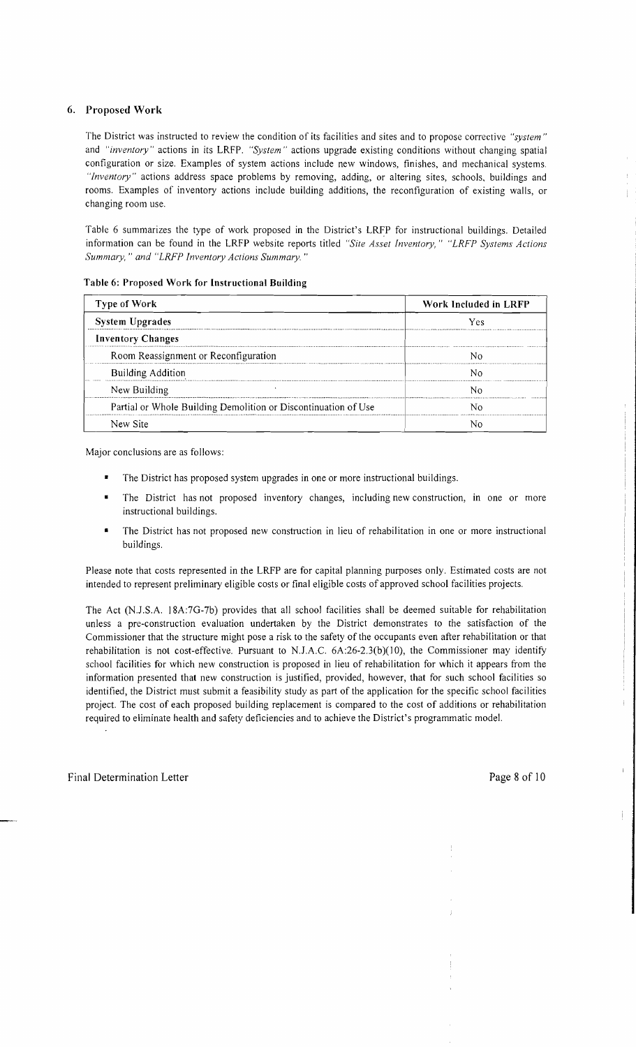## 6. Proposed Work

The District was instructed to review the condition of its facilities and sites and to propose corrective *"system"* and *"inventory"* actions in its LRFP. *"System"* actions upgrade existing conditions without changing spatial configuration or size. Examples of system actions include new windows, finishes, and mechanical systems. *"Inventory"* actions address space problems by removing, adding, or altering sites, schools, buildings and rooms. Examples of inventory actions include building additions, the reconfiguration of existing walls, or changing room use.

Table 6 summarizes the type of work proposed in the District's LRFP for instructional buildings. Detailed information can be found in the LRFP website reports titled *"Site Asset Inventory," "LRFP Systems Actions Summary," and "LRFP Inventory Actions Summary."*

**Table 6: Proposed Work for Instructional Building**

| Type of Work | Work Included in LRFP |
|---|---|
| **System Upgrades** | Yes |
| **Inventory Changes** | |
| Room Reassignment or Reconfiguration | No |
| Building Addition | No |
| New Building | No |
| Partial or Whole Building Demolition or Discontinuation of Use | No |
| New Site | No |

Major conclusions are as follows:

- The District has proposed system upgrades in one or more instructional buildings.
- The District has not proposed inventory changes, including new construction, in one or more instructional buildings.
- The District has not proposed new construction in lieu of rehabilitation in one or more instructional buildings.

Please note that costs represented in the LRFP are for capital planning purposes only. Estimated costs are not intended to represent preliminary eligible costs or final eligible costs of approved school facilities projects.

The Act (N.J.S.A. 18A:7G-7b) provides that all school facilities shall be deemed suitable for rehabilitation unless a pre-construction evaluation undertaken by the District demonstrates to the satisfaction of the Commissioner that the structure might pose a risk to the safety of the occupants even after rehabilitation or that rehabilitation is not cost-effective. Pursuant to N.J.A.C. 6A:26-2.3(b)(10), the Commissioner may identify school facilities for which new construction is proposed in lieu of rehabilitation for which it appears from the information presented that new construction is justified, provided, however, that for such school facilities so identified, the District must submit a feasibility study as part of the application for the specific school facilities project. The cost of each proposed building replacement is compared to the cost of additions or rehabilitation required to eliminate health and safety deficiencies and to achieve the District's programmatic model.

Final Determination Letter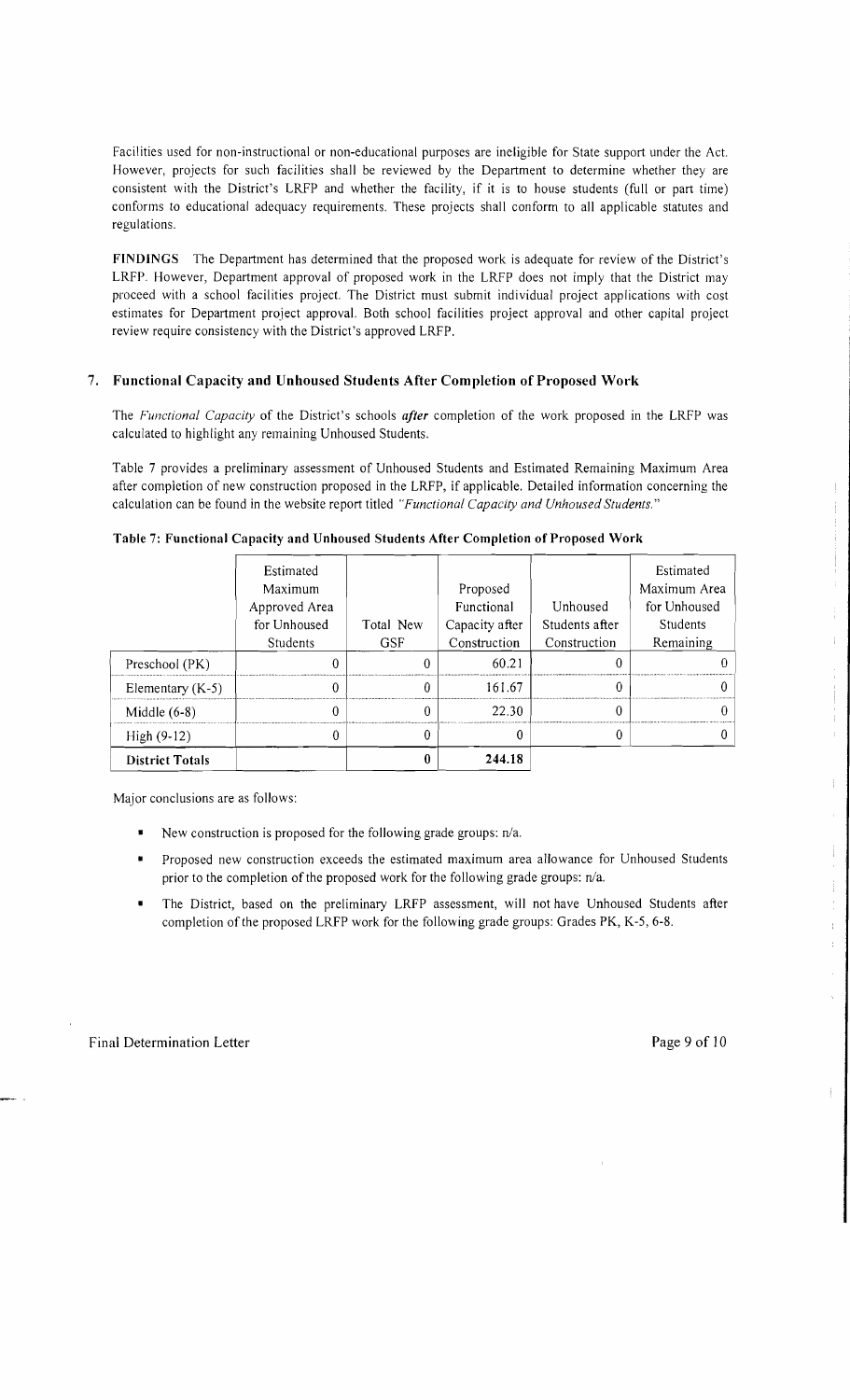Facilities used for non-instructional or non-educational purposes are ineligible for State support under the Act. However, projects for such facilities shall be reviewed by the Department to determine whether they are consistent with the District's LRFP and whether the facility, if it is to house students (full or part time) conforms to educational adequacy requirements. These projects shall conform to all applicable statutes and regulations.

**FINDINGS** The Department has determined that the proposed work is adequate for review of the District's LRFP. However, Department approval of proposed work in the LRFP does not imply that the District may proceed with a school facilities project. The District must submit individual project applications with cost estimates for Department project approval. Both school facilities project approval and other capital project review require consistency with the District's approved LRFP.

## 7. Functional Capacity and Unhoused Students After Completion of Proposed Work

The *Functional Capacity* of the District's schools ***after*** completion of the work proposed in the LRFP was calculated to highlight any remaining Unhoused Students.

Table 7 provides a preliminary assessment of Unhoused Students and Estimated Remaining Maximum Area after completion of new construction proposed in the LRFP, if applicable. Detailed information concerning the calculation can be found in the website report titled *"Functional Capacity and Unhoused Students."*

**Table 7: Functional Capacity and Unhoused Students After Completion of Proposed Work**

| | Estimated Maximum Approved Area for Unhoused Students | Total New GSF | Proposed Functional Capacity after Construction | Unhoused Students after Construction | Estimated Maximum Area for Unhoused Students Remaining |
|---|---|---|---|---|---|
| Preschool (PK) | 0 | 0 | 60.21 | 0 | 0 |
| Elementary (K-5) | 0 | 0 | 161.67 | 0 | 0 |
| Middle (6-8) | 0 | 0 | 22.30 | 0 | 0 |
| High (9-12) | 0 | 0 | 0 | 0 | 0 |
| **District Totals** | | **0** | **244.18** | | |

Major conclusions are as follows:

- New construction is proposed for the following grade groups: n/a.
- Proposed new construction exceeds the estimated maximum area allowance for Unhoused Students prior to the completion of the proposed work for the following grade groups: n/a.
- The District, based on the preliminary LRFP assessment, will not have Unhoused Students after completion of the proposed LRFP work for the following grade groups: Grades PK, K-5, 6-8.

Final Determination Letter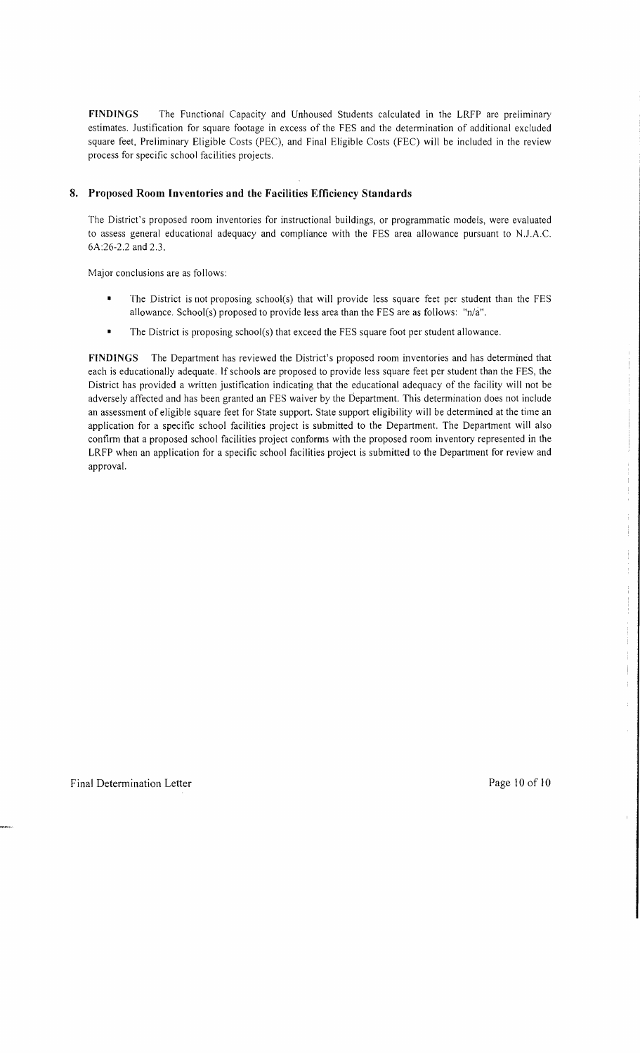**FINDINGS** The Functional Capacity and Unhoused Students calculated in the LRFP are preliminary estimates. Justification for square footage in excess of the FES and the determination of additional excluded square feet, Preliminary Eligible Costs (PEC), and Final Eligible Costs (FEC) will be included in the review process for specific school facilities projects.

## 8. Proposed Room Inventories and the Facilities Efficiency Standards

The District's proposed room inventories for instructional buildings, or programmatic models, were evaluated to assess general educational adequacy and compliance with the FES area allowance pursuant to N.J.A.C. 6A:26-2.2 and 2.3.

Major conclusions are as follows:

- The District is not proposing school(s) that will provide less square feet per student than the FES allowance. School(s) proposed to provide less area than the FES are as follows: "n/a".
- The District is proposing school(s) that exceed the FES square foot per student allowance.

**FINDINGS** The Department has reviewed the District's proposed room inventories and has determined that each is educationally adequate. If schools are proposed to provide less square feet per student than the FES, the District has provided a written justification indicating that the educational adequacy of the facility will not be adversely affected and has been granted an FES waiver by the Department. This determination does not include an assessment of eligible square feet for State support. State support eligibility will be determined at the time an application for a specific school facilities project is submitted to the Department. The Department will also confirm that a proposed school facilities project conforms with the proposed room inventory represented in the LRFP when an application for a specific school facilities project is submitted to the Department for review and approval.